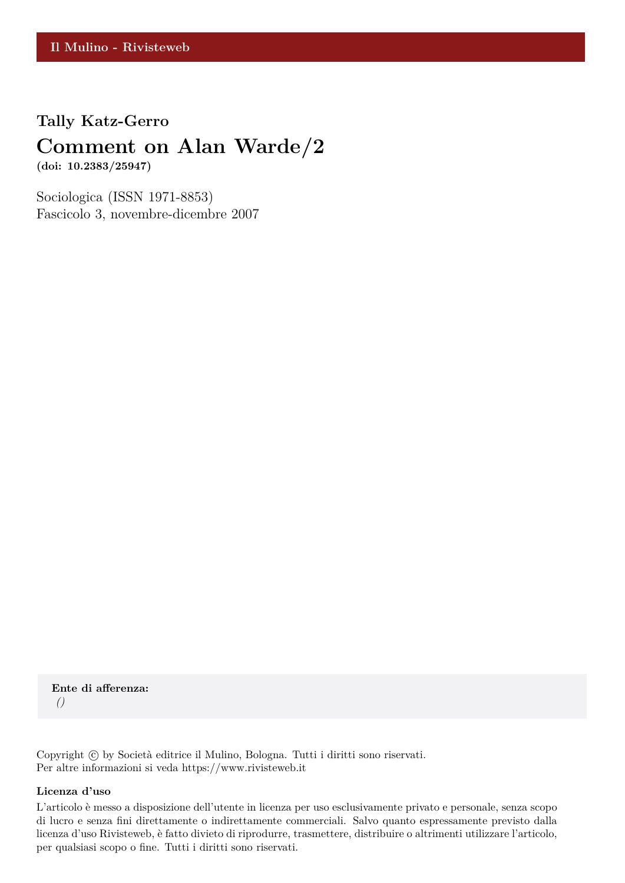Il Mulino - Rivisteweb

**Tally Katz-Gerro**

# Comment on Alan Warde/2

**(doi: 10.2383/25947)**

Sociologica (ISSN 1971-8853)
Fascicolo 3, novembre-dicembre 2007

**Ente di afferenza:**
*()*

Copyright © by Società editrice il Mulino, Bologna. Tutti i diritti sono riservati.
Per altre informazioni si veda https://www.rivisteweb.it

**Licenza d'uso**

L'articolo è messo a disposizione dell'utente in licenza per uso esclusivamente privato e personale, senza scopo di lucro e senza fini direttamente o indirettamente commerciali. Salvo quanto espressamente previsto dalla licenza d'uso Rivisteweb, è fatto divieto di riprodurre, trasmettere, distribuire o altrimenti utilizzare l'articolo, per qualsiasi scopo o fine. Tutti i diritti sono riservati.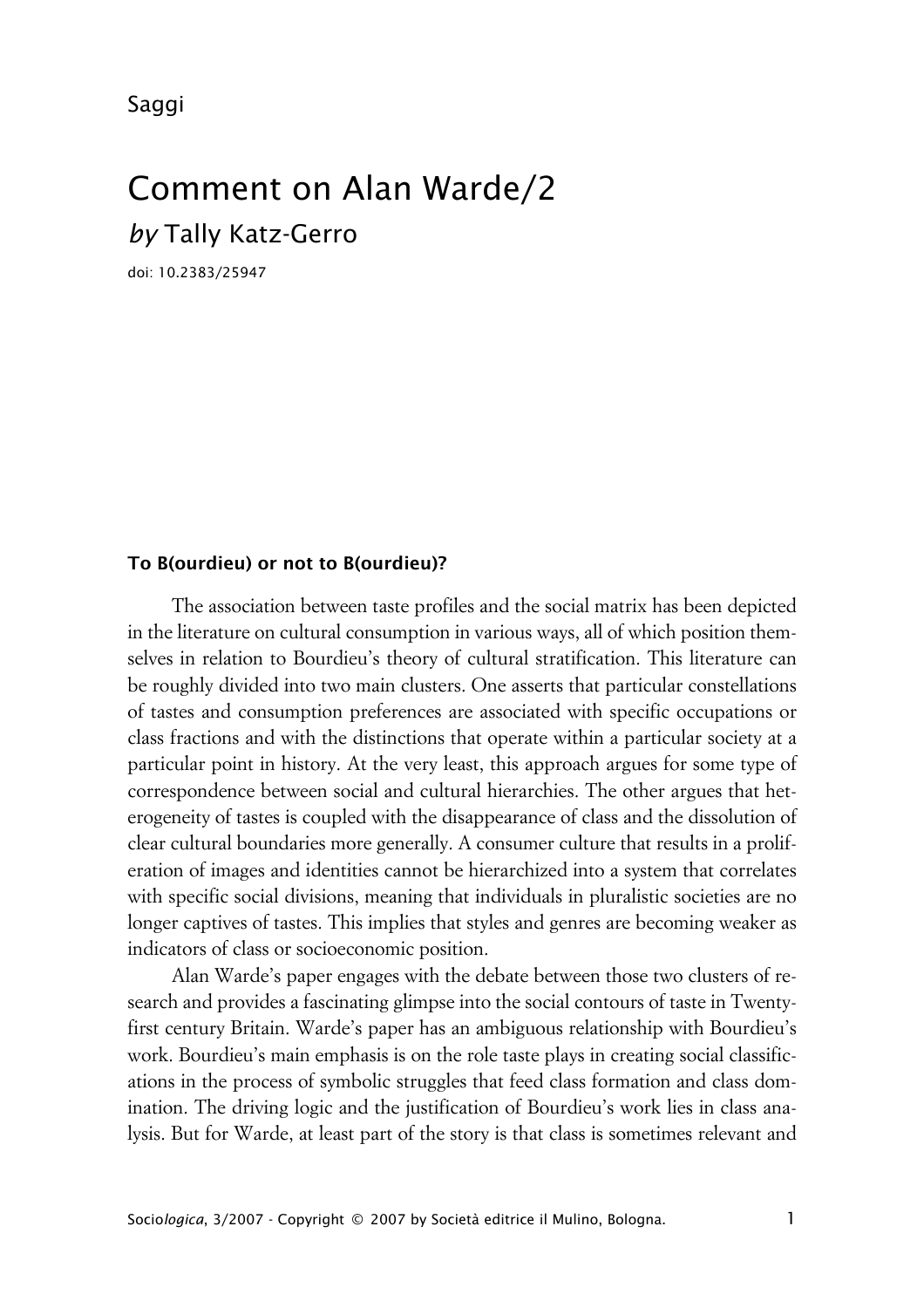Saggi

# Comment on Alan Warde/2

*by* Tally Katz-Gerro

doi: 10.2383/25947

### To B(ourdieu) or not to B(ourdieu)?

The association between taste profiles and the social matrix has been depicted in the literature on cultural consumption in various ways, all of which position themselves in relation to Bourdieu's theory of cultural stratification. This literature can be roughly divided into two main clusters. One asserts that particular constellations of tastes and consumption preferences are associated with specific occupations or class fractions and with the distinctions that operate within a particular society at a particular point in history. At the very least, this approach argues for some type of correspondence between social and cultural hierarchies. The other argues that heterogeneity of tastes is coupled with the disappearance of class and the dissolution of clear cultural boundaries more generally. A consumer culture that results in a proliferation of images and identities cannot be hierarchized into a system that correlates with specific social divisions, meaning that individuals in pluralistic societies are no longer captives of tastes. This implies that styles and genres are becoming weaker as indicators of class or socioeconomic position.

Alan Warde's paper engages with the debate between those two clusters of research and provides a fascinating glimpse into the social contours of taste in Twenty-first century Britain. Warde's paper has an ambiguous relationship with Bourdieu's work. Bourdieu's main emphasis is on the role taste plays in creating social classifications in the process of symbolic struggles that feed class formation and class domination. The driving logic and the justification of Bourdieu's work lies in class analysis. But for Warde, at least part of the story is that class is sometimes relevant and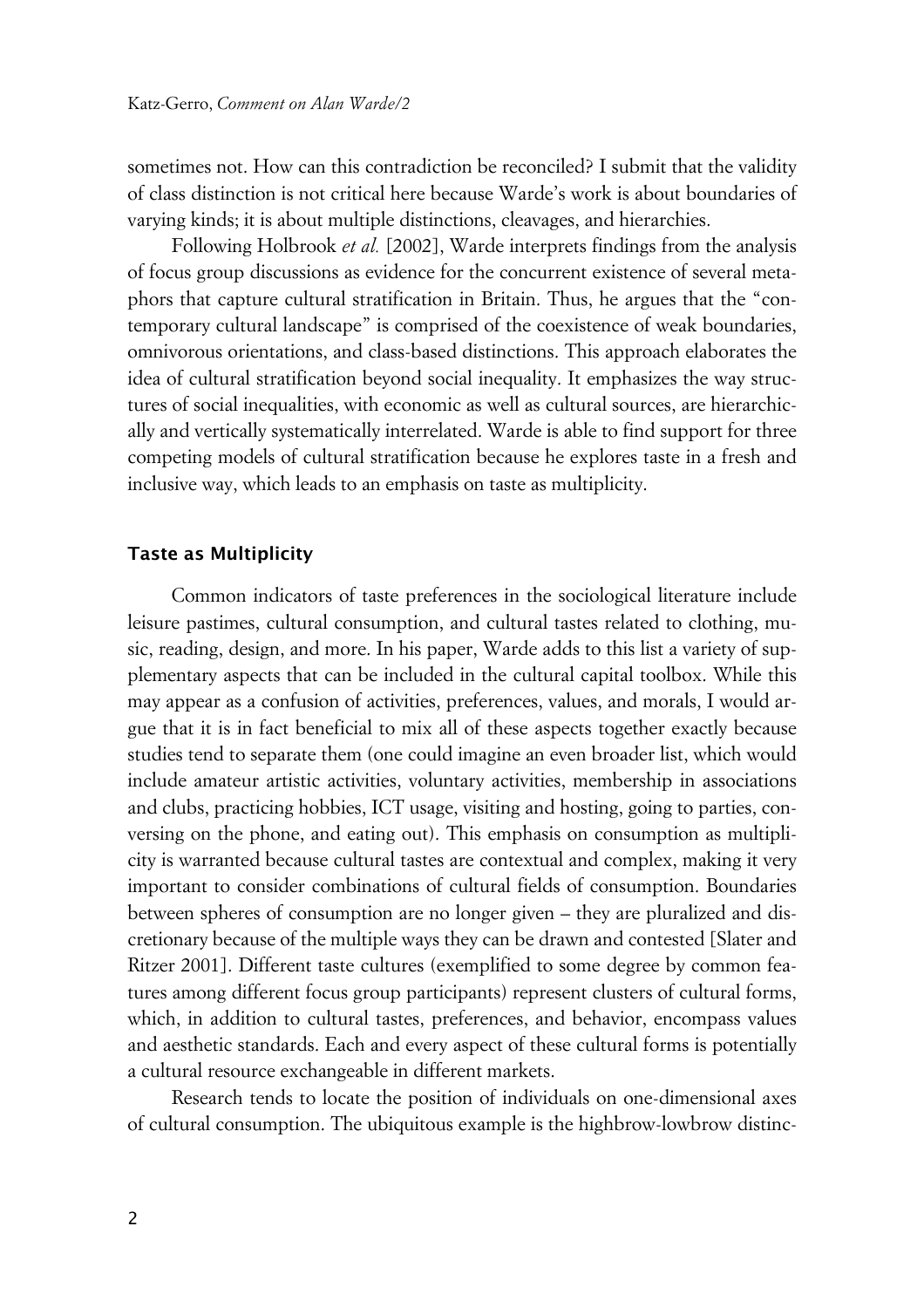sometimes not. How can this contradiction be reconciled? I submit that the validity of class distinction is not critical here because Warde's work is about boundaries of varying kinds; it is about multiple distinctions, cleavages, and hierarchies.

Following Holbrook *et al.* [2002], Warde interprets findings from the analysis of focus group discussions as evidence for the concurrent existence of several metaphors that capture cultural stratification in Britain. Thus, he argues that the "contemporary cultural landscape" is comprised of the coexistence of weak boundaries, omnivorous orientations, and class-based distinctions. This approach elaborates the idea of cultural stratification beyond social inequality. It emphasizes the way structures of social inequalities, with economic as well as cultural sources, are hierarchically and vertically systematically interrelated. Warde is able to find support for three competing models of cultural stratification because he explores taste in a fresh and inclusive way, which leads to an emphasis on taste as multiplicity.

## Taste as Multiplicity

Common indicators of taste preferences in the sociological literature include leisure pastimes, cultural consumption, and cultural tastes related to clothing, music, reading, design, and more. In his paper, Warde adds to this list a variety of supplementary aspects that can be included in the cultural capital toolbox. While this may appear as a confusion of activities, preferences, values, and morals, I would argue that it is in fact beneficial to mix all of these aspects together exactly because studies tend to separate them (one could imagine an even broader list, which would include amateur artistic activities, voluntary activities, membership in associations and clubs, practicing hobbies, ICT usage, visiting and hosting, going to parties, conversing on the phone, and eating out). This emphasis on consumption as multiplicity is warranted because cultural tastes are contextual and complex, making it very important to consider combinations of cultural fields of consumption. Boundaries between spheres of consumption are no longer given – they are pluralized and discretionary because of the multiple ways they can be drawn and contested [Slater and Ritzer 2001]. Different taste cultures (exemplified to some degree by common features among different focus group participants) represent clusters of cultural forms, which, in addition to cultural tastes, preferences, and behavior, encompass values and aesthetic standards. Each and every aspect of these cultural forms is potentially a cultural resource exchangeable in different markets.

Research tends to locate the position of individuals on one-dimensional axes of cultural consumption. The ubiquitous example is the highbrow-lowbrow distinc-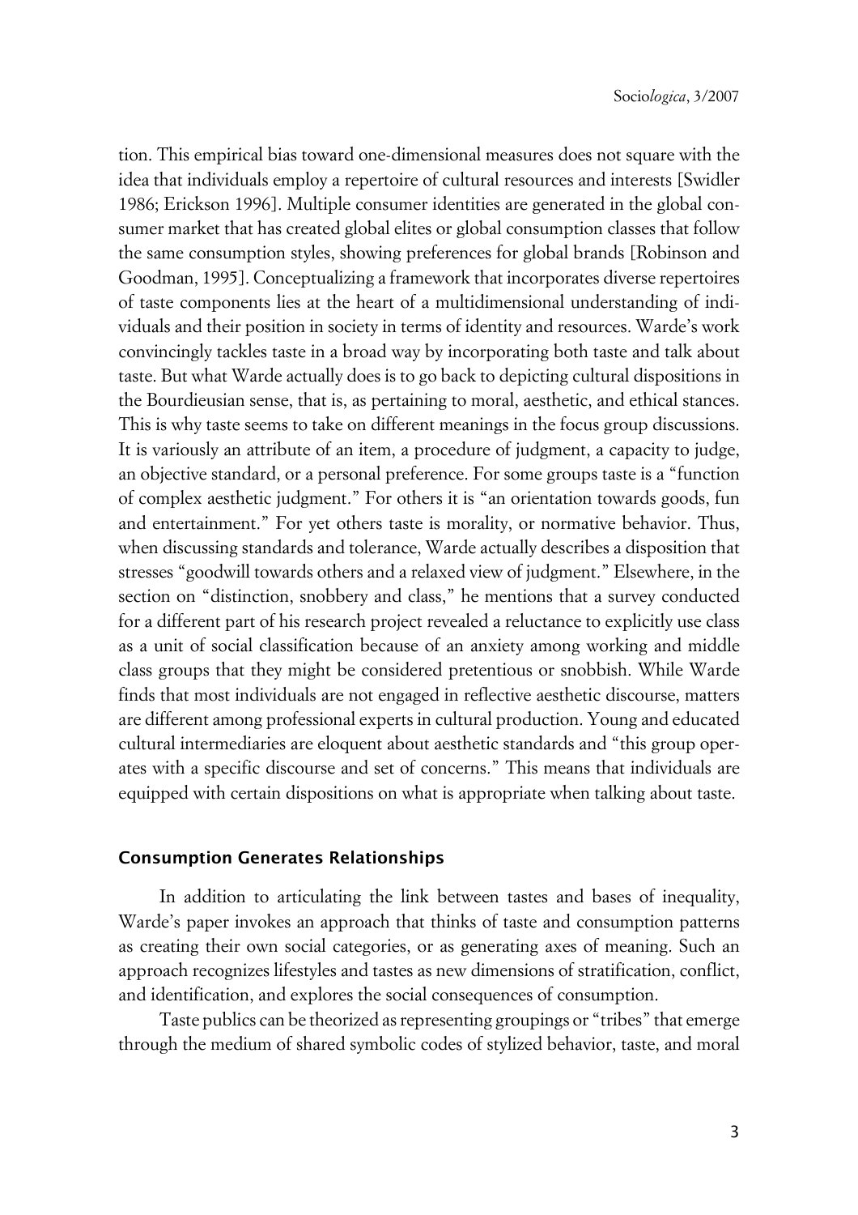tion. This empirical bias toward one-dimensional measures does not square with the idea that individuals employ a repertoire of cultural resources and interests [Swidler 1986; Erickson 1996]. Multiple consumer identities are generated in the global consumer market that has created global elites or global consumption classes that follow the same consumption styles, showing preferences for global brands [Robinson and Goodman, 1995]. Conceptualizing a framework that incorporates diverse repertoires of taste components lies at the heart of a multidimensional understanding of individuals and their position in society in terms of identity and resources. Warde's work convincingly tackles taste in a broad way by incorporating both taste and talk about taste. But what Warde actually does is to go back to depicting cultural dispositions in the Bourdieusian sense, that is, as pertaining to moral, aesthetic, and ethical stances. This is why taste seems to take on different meanings in the focus group discussions. It is variously an attribute of an item, a procedure of judgment, a capacity to judge, an objective standard, or a personal preference. For some groups taste is a "function of complex aesthetic judgment." For others it is "an orientation towards goods, fun and entertainment." For yet others taste is morality, or normative behavior. Thus, when discussing standards and tolerance, Warde actually describes a disposition that stresses "goodwill towards others and a relaxed view of judgment." Elsewhere, in the section on "distinction, snobbery and class," he mentions that a survey conducted for a different part of his research project revealed a reluctance to explicitly use class as a unit of social classification because of an anxiety among working and middle class groups that they might be considered pretentious or snobbish. While Warde finds that most individuals are not engaged in reflective aesthetic discourse, matters are different among professional experts in cultural production. Young and educated cultural intermediaries are eloquent about aesthetic standards and "this group operates with a specific discourse and set of concerns." This means that individuals are equipped with certain dispositions on what is appropriate when talking about taste.

## Consumption Generates Relationships

In addition to articulating the link between tastes and bases of inequality, Warde's paper invokes an approach that thinks of taste and consumption patterns as creating their own social categories, or as generating axes of meaning. Such an approach recognizes lifestyles and tastes as new dimensions of stratification, conflict, and identification, and explores the social consequences of consumption.

Taste publics can be theorized as representing groupings or "tribes" that emerge through the medium of shared symbolic codes of stylized behavior, taste, and moral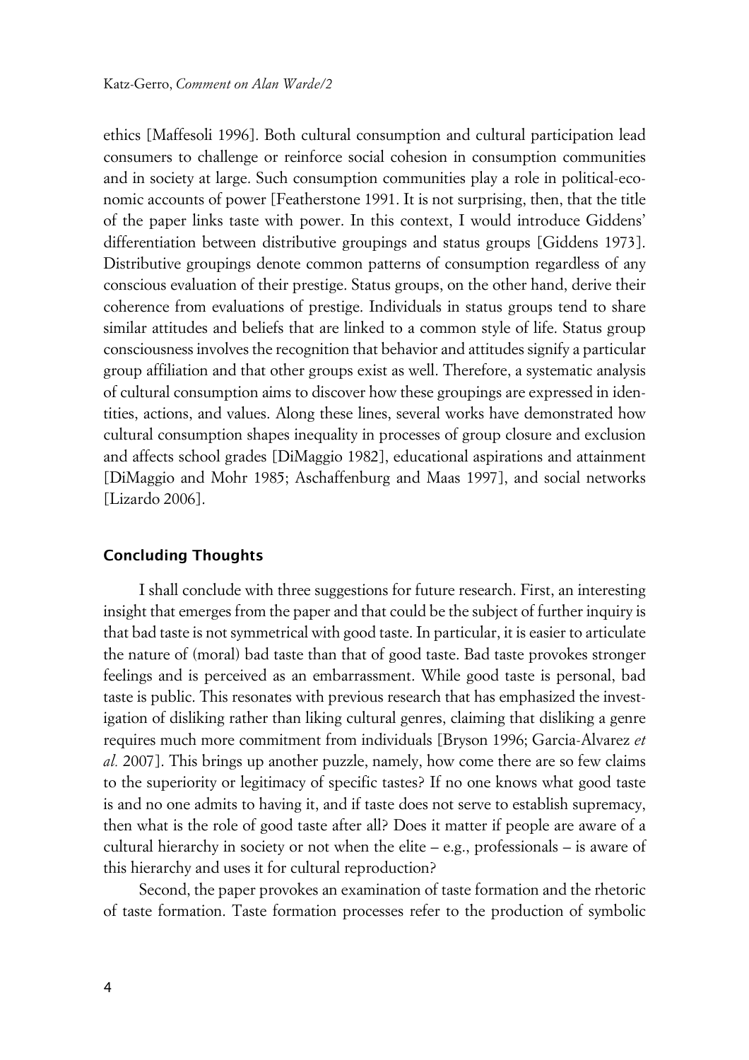ethics [Maffesoli 1996]. Both cultural consumption and cultural participation lead consumers to challenge or reinforce social cohesion in consumption communities and in society at large. Such consumption communities play a role in political-economic accounts of power [Featherstone 1991. It is not surprising, then, that the title of the paper links taste with power. In this context, I would introduce Giddens' differentiation between distributive groupings and status groups [Giddens 1973]. Distributive groupings denote common patterns of consumption regardless of any conscious evaluation of their prestige. Status groups, on the other hand, derive their coherence from evaluations of prestige. Individuals in status groups tend to share similar attitudes and beliefs that are linked to a common style of life. Status group consciousness involves the recognition that behavior and attitudes signify a particular group affiliation and that other groups exist as well. Therefore, a systematic analysis of cultural consumption aims to discover how these groupings are expressed in identities, actions, and values. Along these lines, several works have demonstrated how cultural consumption shapes inequality in processes of group closure and exclusion and affects school grades [DiMaggio 1982], educational aspirations and attainment [DiMaggio and Mohr 1985; Aschaffenburg and Maas 1997], and social networks [Lizardo 2006].

## Concluding Thoughts

I shall conclude with three suggestions for future research. First, an interesting insight that emerges from the paper and that could be the subject of further inquiry is that bad taste is not symmetrical with good taste. In particular, it is easier to articulate the nature of (moral) bad taste than that of good taste. Bad taste provokes stronger feelings and is perceived as an embarrassment. While good taste is personal, bad taste is public. This resonates with previous research that has emphasized the investigation of disliking rather than liking cultural genres, claiming that disliking a genre requires much more commitment from individuals [Bryson 1996; Garcia-Alvarez *et al.* 2007]. This brings up another puzzle, namely, how come there are so few claims to the superiority or legitimacy of specific tastes? If no one knows what good taste is and no one admits to having it, and if taste does not serve to establish supremacy, then what is the role of good taste after all? Does it matter if people are aware of a cultural hierarchy in society or not when the elite – e.g., professionals – is aware of this hierarchy and uses it for cultural reproduction?

Second, the paper provokes an examination of taste formation and the rhetoric of taste formation. Taste formation processes refer to the production of symbolic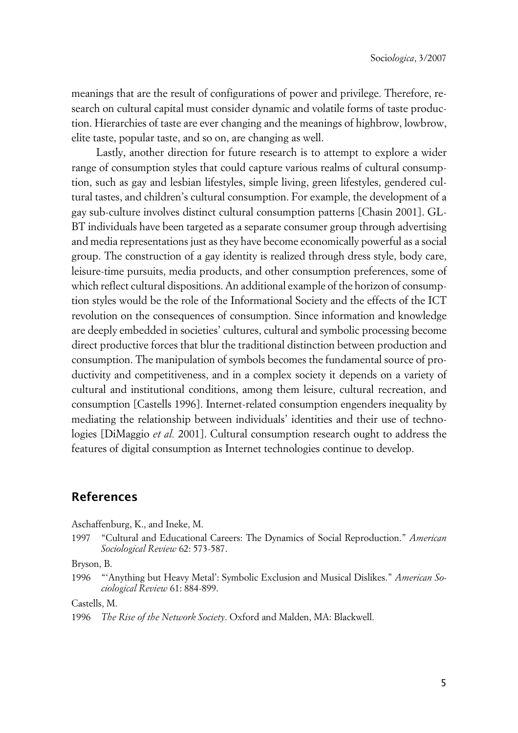meanings that are the result of configurations of power and privilege. Therefore, research on cultural capital must consider dynamic and volatile forms of taste production. Hierarchies of taste are ever changing and the meanings of highbrow, lowbrow, elite taste, popular taste, and so on, are changing as well.

Lastly, another direction for future research is to attempt to explore a wider range of consumption styles that could capture various realms of cultural consumption, such as gay and lesbian lifestyles, simple living, green lifestyles, gendered cultural tastes, and children's cultural consumption. For example, the development of a gay sub-culture involves distinct cultural consumption patterns [Chasin 2001]. GLBT individuals have been targeted as a separate consumer group through advertising and media representations just as they have become economically powerful as a social group. The construction of a gay identity is realized through dress style, body care, leisure-time pursuits, media products, and other consumption preferences, some of which reflect cultural dispositions. An additional example of the horizon of consumption styles would be the role of the Informational Society and the effects of the ICT revolution on the consequences of consumption. Since information and knowledge are deeply embedded in societies' cultures, cultural and symbolic processing become direct productive forces that blur the traditional distinction between production and consumption. The manipulation of symbols becomes the fundamental source of productivity and competitiveness, and in a complex society it depends on a variety of cultural and institutional conditions, among them leisure, cultural recreation, and consumption [Castells 1996]. Internet-related consumption engenders inequality by mediating the relationship between individuals' identities and their use of technologies [DiMaggio *et al.* 2001]. Cultural consumption research ought to address the features of digital consumption as Internet technologies continue to develop.

## References

Aschaffenburg, K., and Ineke, M.

1997 "Cultural and Educational Careers: The Dynamics of Social Reproduction." *American Sociological Review* 62: 573-587.

Bryson, B.

1996 "'Anything but Heavy Metal': Symbolic Exclusion and Musical Dislikes." *American Sociological Review* 61: 884-899.

Castells, M.

1996 *The Rise of the Network Society*. Oxford and Malden, MA: Blackwell.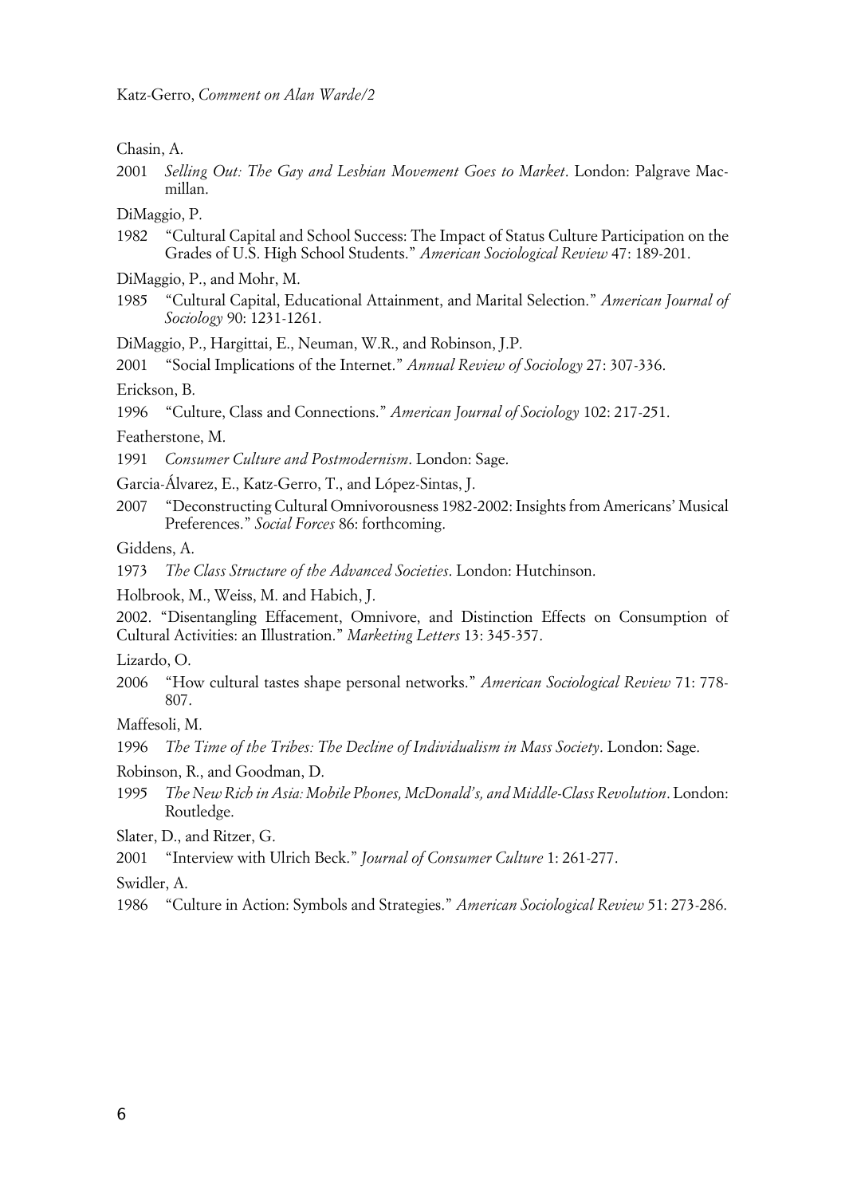Chasin, A.

2001 *Selling Out: The Gay and Lesbian Movement Goes to Market*. London: Palgrave Macmillan.

DiMaggio, P.

1982 "Cultural Capital and School Success: The Impact of Status Culture Participation on the Grades of U.S. High School Students." *American Sociological Review* 47: 189-201.

DiMaggio, P., and Mohr, M.

1985 "Cultural Capital, Educational Attainment, and Marital Selection." *American Journal of Sociology* 90: 1231-1261.

DiMaggio, P., Hargittai, E., Neuman, W.R., and Robinson, J.P.

2001 "Social Implications of the Internet." *Annual Review of Sociology* 27: 307-336.

Erickson, B.

1996 "Culture, Class and Connections." *American Journal of Sociology* 102: 217-251.

Featherstone, M.

1991 *Consumer Culture and Postmodernism*. London: Sage.

Garcia-Álvarez, E., Katz-Gerro, T., and López-Sintas, J.

2007 "Deconstructing Cultural Omnivorousness 1982-2002: Insights from Americans' Musical Preferences." *Social Forces* 86: forthcoming.

Giddens, A.

1973 *The Class Structure of the Advanced Societies*. London: Hutchinson.

Holbrook, M., Weiss, M. and Habich, J.

2002. "Disentangling Effacement, Omnivore, and Distinction Effects on Consumption of Cultural Activities: an Illustration." *Marketing Letters* 13: 345-357.

Lizardo, O.

2006 "How cultural tastes shape personal networks." *American Sociological Review* 71: 778-807.

Maffesoli, M.

1996 *The Time of the Tribes: The Decline of Individualism in Mass Society*. London: Sage.

Robinson, R., and Goodman, D.

1995 *The New Rich in Asia: Mobile Phones, McDonald's, and Middle-Class Revolution*. London: Routledge.

Slater, D., and Ritzer, G.

2001 "Interview with Ulrich Beck." *Journal of Consumer Culture* 1: 261-277.

Swidler, A.

1986 "Culture in Action: Symbols and Strategies." *American Sociological Review* 51: 273-286.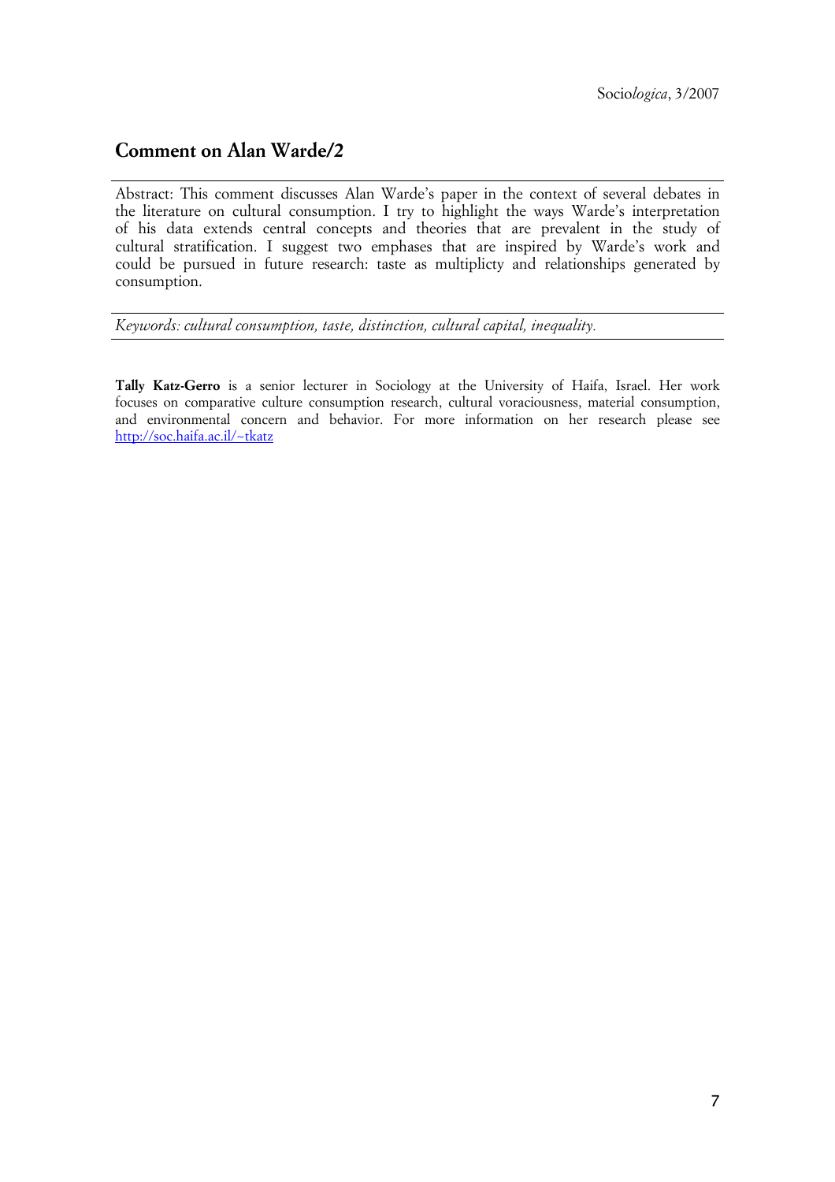## Comment on Alan Warde/2

Abstract: This comment discusses Alan Warde's paper in the context of several debates in the literature on cultural consumption. I try to highlight the ways Warde's interpretation of his data extends central concepts and theories that are prevalent in the study of cultural stratification. I suggest two emphases that are inspired by Warde's work and could be pursued in future research: taste as multiplicty and relationships generated by consumption.

*Keywords: cultural consumption, taste, distinction, cultural capital, inequality.*

**Tally Katz-Gerro** is a senior lecturer in Sociology at the University of Haifa, Israel. Her work focuses on comparative culture consumption research, cultural voraciousness, material consumption, and environmental concern and behavior. For more information on her research please see http://soc.haifa.ac.il/~tkatz